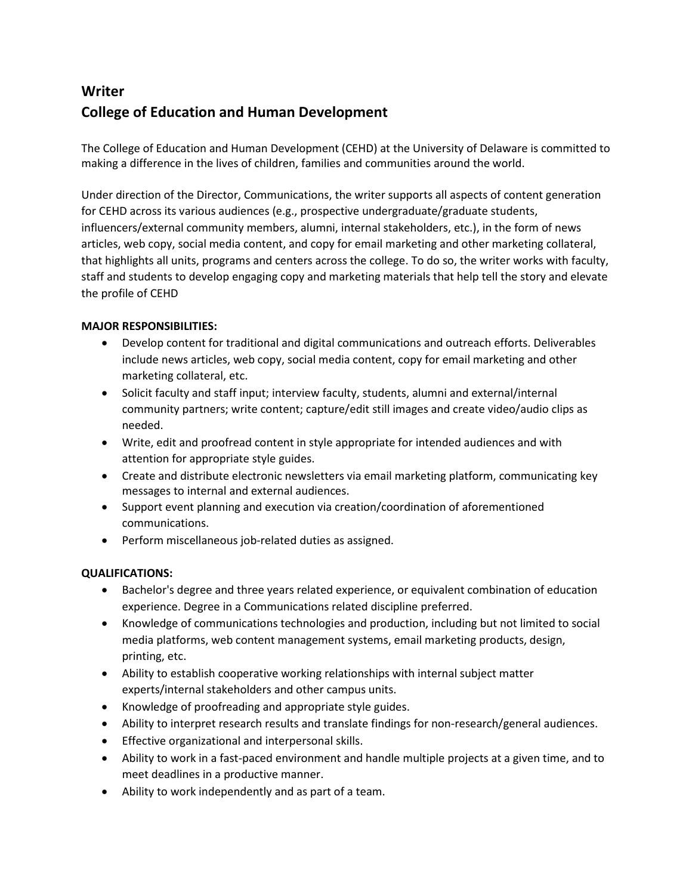# Writer
# College of Education and Human Development

The College of Education and Human Development (CEHD) at the University of Delaware is committed to making a difference in the lives of children, families and communities around the world.

Under direction of the Director, Communications, the writer supports all aspects of content generation for CEHD across its various audiences (e.g., prospective undergraduate/graduate students, influencers/external community members, alumni, internal stakeholders, etc.), in the form of news articles, web copy, social media content, and copy for email marketing and other marketing collateral, that highlights all units, programs and centers across the college. To do so, the writer works with faculty, staff and students to develop engaging copy and marketing materials that help tell the story and elevate the profile of CEHD

**MAJOR RESPONSIBILITIES:**

- Develop content for traditional and digital communications and outreach efforts. Deliverables include news articles, web copy, social media content, copy for email marketing and other marketing collateral, etc.
- Solicit faculty and staff input; interview faculty, students, alumni and external/internal community partners; write content; capture/edit still images and create video/audio clips as needed.
- Write, edit and proofread content in style appropriate for intended audiences and with attention for appropriate style guides.
- Create and distribute electronic newsletters via email marketing platform, communicating key messages to internal and external audiences.
- Support event planning and execution via creation/coordination of aforementioned communications.
- Perform miscellaneous job-related duties as assigned.

**QUALIFICATIONS:**

- Bachelor's degree and three years related experience, or equivalent combination of education experience. Degree in a Communications related discipline preferred.
- Knowledge of communications technologies and production, including but not limited to social media platforms, web content management systems, email marketing products, design, printing, etc.
- Ability to establish cooperative working relationships with internal subject matter experts/internal stakeholders and other campus units.
- Knowledge of proofreading and appropriate style guides.
- Ability to interpret research results and translate findings for non-research/general audiences.
- Effective organizational and interpersonal skills.
- Ability to work in a fast-paced environment and handle multiple projects at a given time, and to meet deadlines in a productive manner.
- Ability to work independently and as part of a team.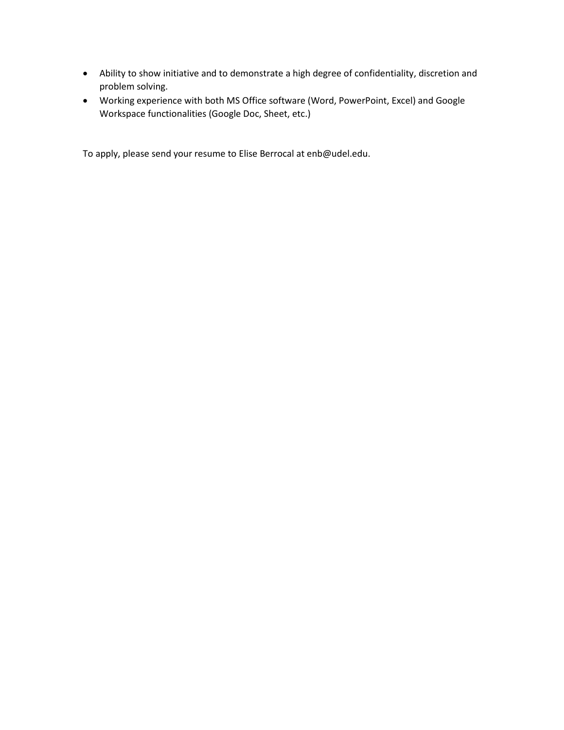- Ability to show initiative and to demonstrate a high degree of confidentiality, discretion and problem solving.
- Working experience with both MS Office software (Word, PowerPoint, Excel) and Google Workspace functionalities (Google Doc, Sheet, etc.)

To apply, please send your resume to Elise Berrocal at enb@udel.edu.